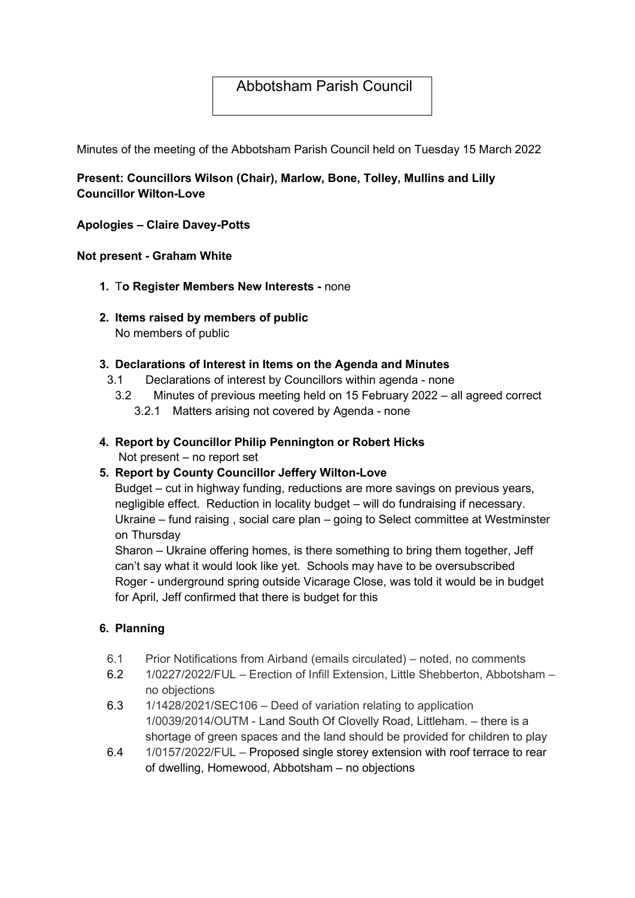# Abbotsham Parish Council

Minutes of the meeting of the Abbotsham Parish Council held on Tuesday 15 March 2022

**Present: Councillors Wilson (Chair), Marlow, Bone, Tolley, Mullins and Lilly Councillor Wilton-Love**

**Apologies – Claire Davey-Potts**

**Not present - Graham White**

1. **To Register Members New Interests -** none

2. **Items raised by members of public**
   No members of public

3. **Declarations of Interest in Items on the Agenda and Minutes**
   - 3.1 Declarations of interest by Councillors within agenda - none
   - 3.2 Minutes of previous meeting held on 15 February 2022 – all agreed correct
     - 3.2.1 Matters arising not covered by Agenda - none

4. **Report by Councillor Philip Pennington or Robert Hicks**
   Not present – no report set

5. **Report by County Councillor Jeffery Wilton-Love**
   Budget – cut in highway funding, reductions are more savings on previous years, negligible effect. Reduction in locality budget – will do fundraising if necessary. Ukraine – fund raising , social care plan – going to Select committee at Westminster on Thursday
   Sharon – Ukraine offering homes, is there something to bring them together, Jeff can't say what it would look like yet. Schools may have to be oversubscribed
   Roger - underground spring outside Vicarage Close, was told it would be in budget for April, Jeff confirmed that there is budget for this

6. **Planning**
   - 6.1 Prior Notifications from Airband (emails circulated) – noted, no comments
   - 6.2 1/0227/2022/FUL – Erection of Infill Extension, Little Shebberton, Abbotsham – no objections
   - 6.3 1/1428/2021/SEC106 – Deed of variation relating to application 1/0039/2014/OUTM - Land South Of Clovelly Road, Littleham. – there is a shortage of green spaces and the land should be provided for children to play
   - 6.4 1/0157/2022/FUL – Proposed single storey extension with roof terrace to rear of dwelling, Homewood, Abbotsham – no objections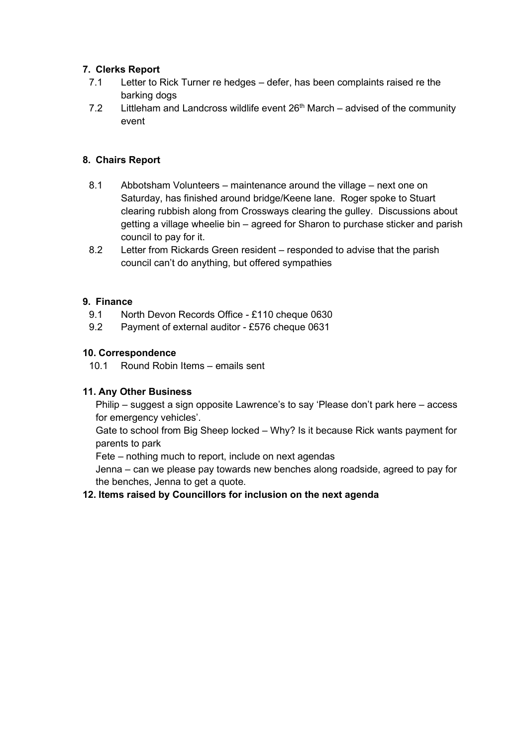## 7. Clerks Report

7.1 Letter to Rick Turner re hedges – defer, has been complaints raised re the barking dogs

7.2 Littleham and Landcross wildlife event 26th March – advised of the community event

## 8. Chairs Report

8.1 Abbotsham Volunteers – maintenance around the village – next one on Saturday, has finished around bridge/Keene lane. Roger spoke to Stuart clearing rubbish along from Crossways clearing the gulley. Discussions about getting a village wheelie bin – agreed for Sharon to purchase sticker and parish council to pay for it.

8.2 Letter from Rickards Green resident – responded to advise that the parish council can't do anything, but offered sympathies

## 9. Finance

9.1 North Devon Records Office - £110 cheque 0630

9.2 Payment of external auditor - £576 cheque 0631

## 10. Correspondence

10.1 Round Robin Items – emails sent

## 11. Any Other Business

Philip – suggest a sign opposite Lawrence's to say 'Please don't park here – access for emergency vehicles'.

Gate to school from Big Sheep locked – Why? Is it because Rick wants payment for parents to park

Fete – nothing much to report, include on next agendas

Jenna – can we please pay towards new benches along roadside, agreed to pay for the benches, Jenna to get a quote.

## 12. Items raised by Councillors for inclusion on the next agenda